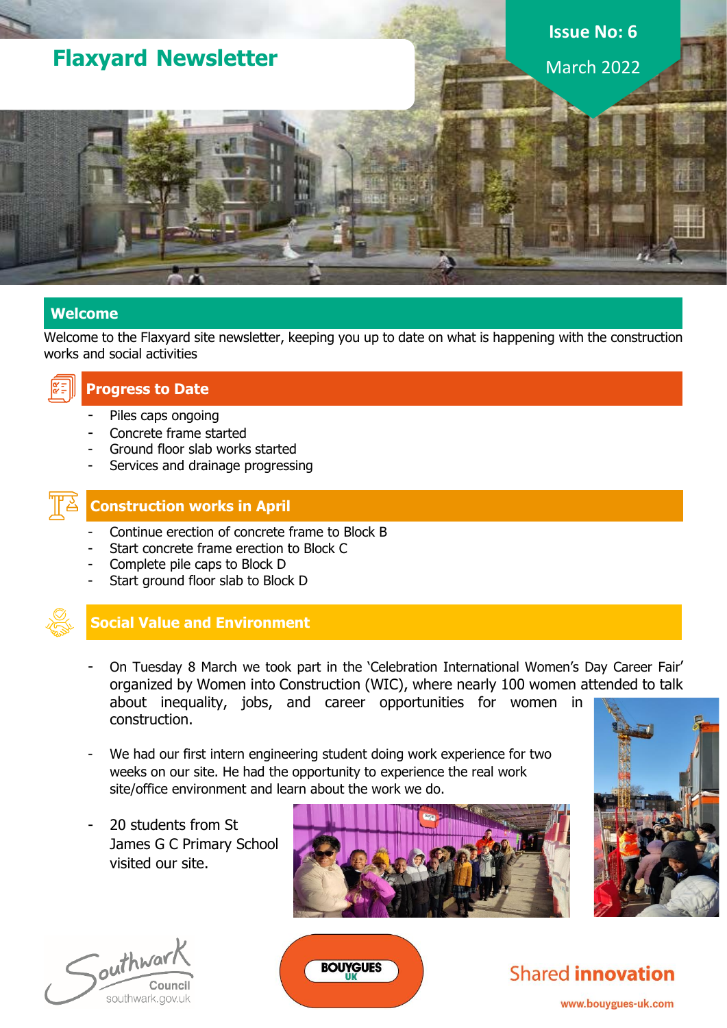# Flaxyard Newsletter

**Issue No: 6**

March 2022

## Welcome

Welcome to the Flaxyard site newsletter, keeping you up to date on what is happening with the construction works and social activities

## Progress to Date

- Piles caps ongoing
- Concrete frame started
- Ground floor slab works started
- Services and drainage progressing

## Construction works in April

- Continue erection of concrete frame to Block B
- Start concrete frame erection to Block C
- Complete pile caps to Block D
- Start ground floor slab to Block D

## Social Value and Environment

- On Tuesday 8 March we took part in the 'Celebration International Women's Day Career Fair' organized by Women into Construction (WIC), where nearly 100 women attended to talk about inequality, jobs, and career opportunities for women in construction.

- We had our first intern engineering student doing work experience for two weeks on our site. He had the opportunity to experience the real work site/office environment and learn about the work we do.

- 20 students from St James G C Primary School visited our site.

Southwark Council southwark.gov.uk

BOUYGUES UK

Shared **innovation**

www.bouygues-uk.com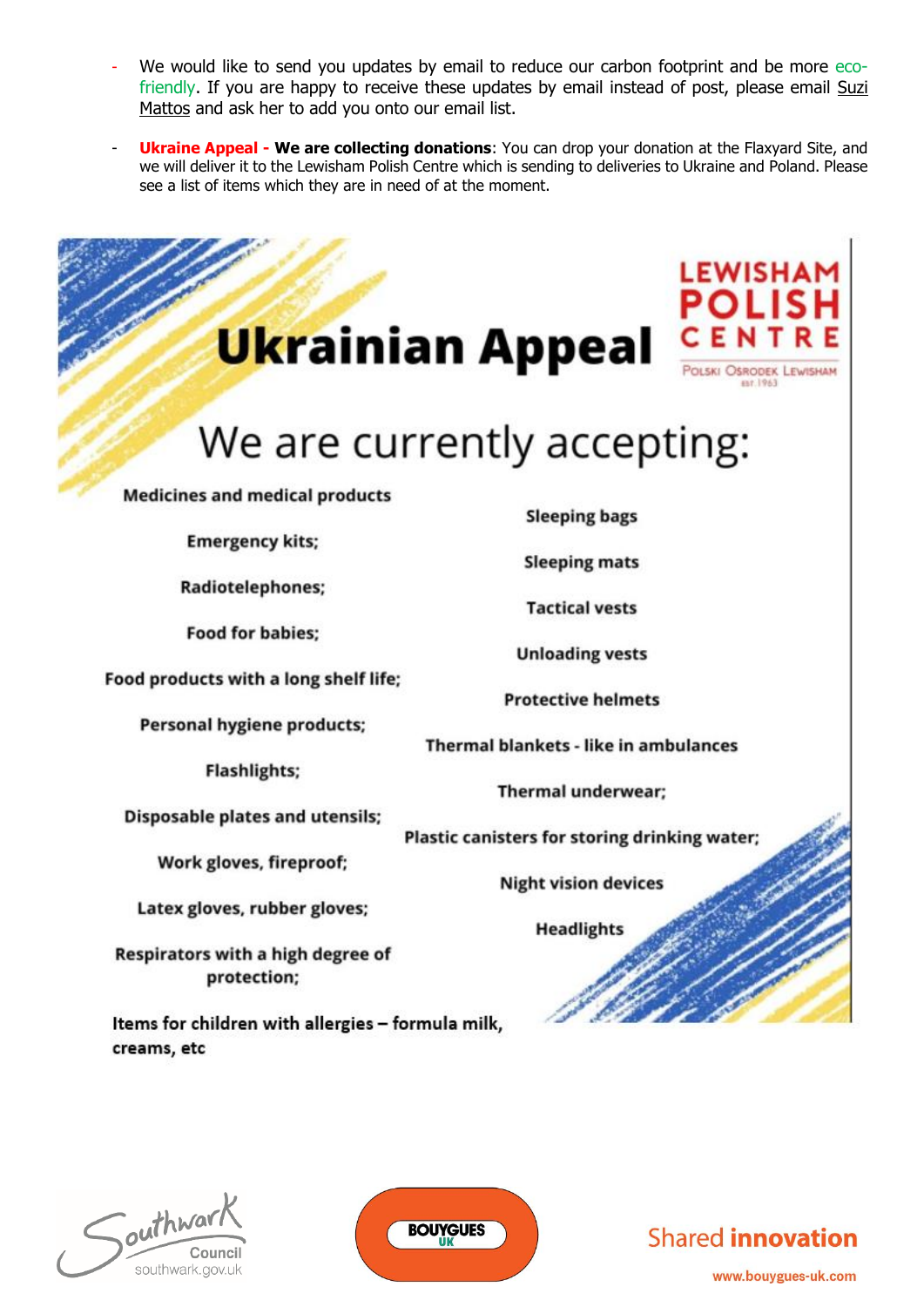- We would like to send you updates by email to reduce our carbon footprint and be more eco-friendly. If you are happy to receive these updates by email instead of post, please email Suzi Mattos and ask her to add you onto our email list.

- **Ukraine Appeal - We are collecting donations**: You can drop your donation at the Flaxyard Site, and we will deliver it to the Lewisham Polish Centre which is sending to deliveries to Ukraine and Poland. Please see a list of items which they are in need of at the moment.

# Ukrainian Appeal

LEWISHAM POLISH CENTRE
Polski Ośrodek Lewisham
est. 1963

## We are currently accepting:

- Medicines and medical products
- Emergency kits;
- Radiotelephones;
- Food for babies;
- Food products with a long shelf life;
- Personal hygiene products;
- Flashlights;
- Disposable plates and utensils;
- Work gloves, fireproof;
- Latex gloves, rubber gloves;
- Respirators with a high degree of protection;
- Items for children with allergies – formula milk, creams, etc
- Sleeping bags
- Sleeping mats
- Tactical vests
- Unloading vests
- Protective helmets
- Thermal blankets - like in ambulances
- Thermal underwear;
- Plastic canisters for storing drinking water;
- Night vision devices
- Headlights

Southwark Council southwark.gov.uk

BOUYGUES UK

Shared **innovation**

www.bouygues-uk.com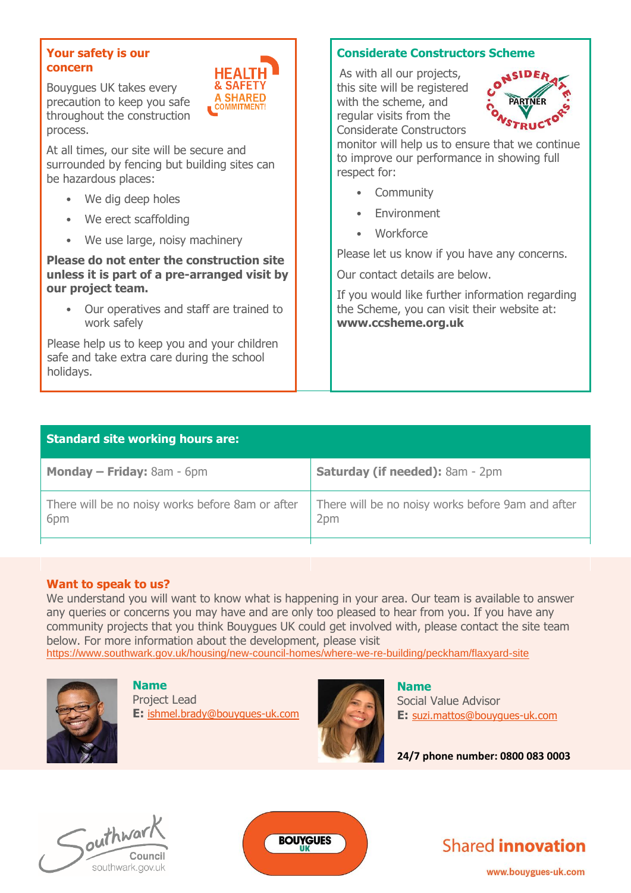## Your safety is our concern

HEALTH & SAFETY A SHARED COMMITMENT!

Bouygues UK takes every precaution to keep you safe throughout the construction process.

At all times, our site will be secure and surrounded by fencing but building sites can be hazardous places:

- We dig deep holes
- We erect scaffolding
- We use large, noisy machinery

**Please do not enter the construction site unless it is part of a pre-arranged visit by our project team.**

- Our operatives and staff are trained to work safely

Please help us to keep you and your children safe and take extra care during the school holidays.

## Considerate Constructors Scheme

As with all our projects, this site will be registered with the scheme, and regular visits from the Considerate Constructors monitor will help us to ensure that we continue to improve our performance in showing full respect for:

- Community
- Environment
- Workforce

Please let us know if you have any concerns.

Our contact details are below.

If you would like further information regarding the Scheme, you can visit their website at: **www.ccsheme.org.uk**

| Standard site working hours are: | |
|---|---|
| **Monday – Friday:** 8am - 6pm | **Saturday (if needed):** 8am - 2pm |
| There will be no noisy works before 8am or after 6pm | There will be no noisy works before 9am and after 2pm |

## Want to speak to us?

We understand you will want to know what is happening in your area. Our team is available to answer any queries or concerns you may have and are only too pleased to hear from you. If you have any community projects that you think Bouygues UK could get involved with, please contact the site team below. For more information about the development, please visit https://www.southwark.gov.uk/housing/new-council-homes/where-we-re-building/peckham/flaxyard-site

**Name**
Project Lead
**E:** ishmel.brady@bouygues-uk.com

**Name**
Social Value Advisor
**E:** suzi.mattos@bouygues-uk.com

**24/7 phone number: 0800 083 0003**

Southwark Council southwark.gov.uk

BOUYGUES UK

Shared **innovation**

www.bouygues-uk.com